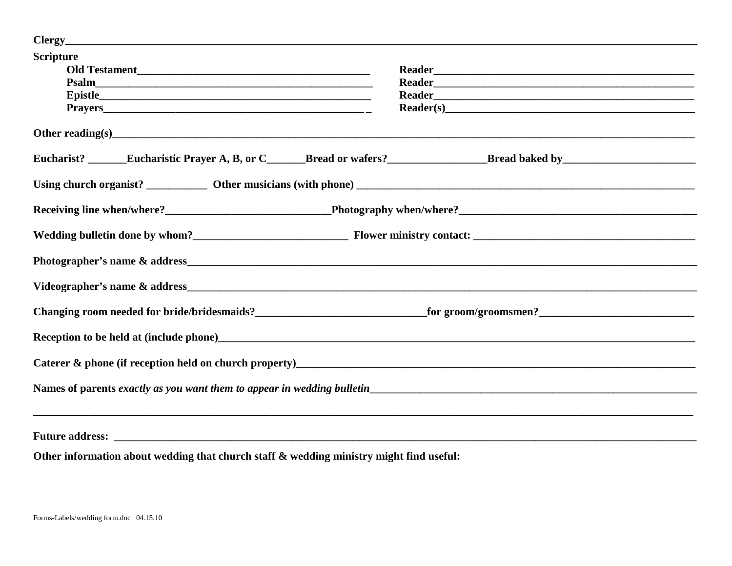**Clergy**___________________________________________________________________________________________________

**Scripture**

**Old Testament**__________________________________________ **Reader**_______________________________________________

**Psalm**________________________________________________ **Reader**_______________________________________________

**Epistle**_______________________________________________ **Reader**_______________________________________________

**Prayers**_______________________________________________ **Reader(s)**____________________________________________

**Other reading(s)**______________________________________________________________________________________________

**Eucharist?** _______**Eucharistic Prayer A, B, or C**_______**Bread or wafers?**_________________**Bread baked by**________________________

**Using church organist?** ___________ **Other musicians (with phone)** ____________________________________________________________

**Receiving line when/where?**______________________________**Photography when/where?**____________________________________________

**Wedding bulletin done by whom?**____________________________ **Flower ministry contact:** ________________________________________

**Photographer's name & address**______________________________________________________________________________________

**Videographer's name & address**______________________________________________________________________________________

**Changing room needed for bride/bridesmaids?**______________________________**for groom/groomsmen?**____________________________

**Reception to be held at (include phone)**________________________________________________________________________________

**Caterer & phone (if reception held on church property)**___________________________________________________________________

**Names of parents** ***exactly as you want them to appear in wedding bulletin***_______________________________________________________

_______________________________________________________________________________________________________________

**Future address:** ______________________________________________________________________________________________

**Other information about wedding that church staff & wedding ministry might find useful:**

Forms-Labels/wedding form.doc 04.15.10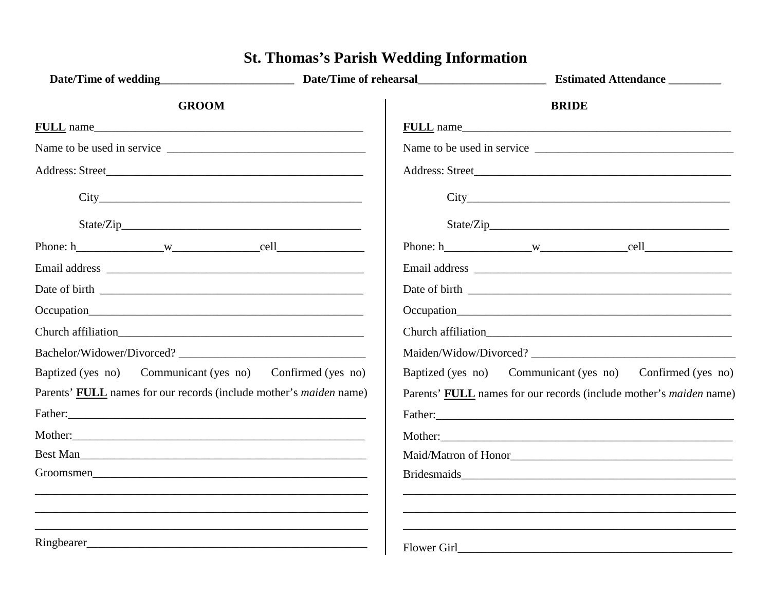# St. Thomas's Parish Wedding Information

**Date/Time of wedding______________________ Date/Time of rehearsal_____________________ Estimated Attendance _________**

## GROOM

**FULL** name_______________________________________________

Name to be used in service ___________________________________

Address: Street_____________________________________________

City_______________________________________________

State/Zip__________________________________________

Phone: h_______________w_______________cell_______________

Email address _____________________________________________

Date of birth ______________________________________________

Occupation________________________________________________

Church affiliation___________________________________________

Bachelor/Widower/Divorced? _________________________________

Baptized (yes no) Communicant (yes no) Confirmed (yes no)

Parents' **FULL** names for our records (include mother's *maiden* name)

Father:____________________________________________________

Mother:___________________________________________________

Best Man__________________________________________________

Groomsmen________________________________________________

__________________________________________________________

__________________________________________________________

__________________________________________________________

Ringbearer_________________________________________________

## BRIDE

**FULL** name_______________________________________________

Name to be used in service ___________________________________

Address: Street_____________________________________________

City_______________________________________________

State/Zip__________________________________________

Phone: h_______________w_______________cell_______________

Email address _____________________________________________

Date of birth ______________________________________________

Occupation________________________________________________

Church affiliation___________________________________________

Maiden/Widow/Divorced? ____________________________________

Baptized (yes no) Communicant (yes no) Confirmed (yes no)

Parents' **FULL** names for our records (include mother's *maiden* name)

Father:____________________________________________________

Mother:___________________________________________________

Maid/Matron of Honor_______________________________________

Bridesmaids________________________________________________

__________________________________________________________

__________________________________________________________

__________________________________________________________

Flower Girl_________________________________________________